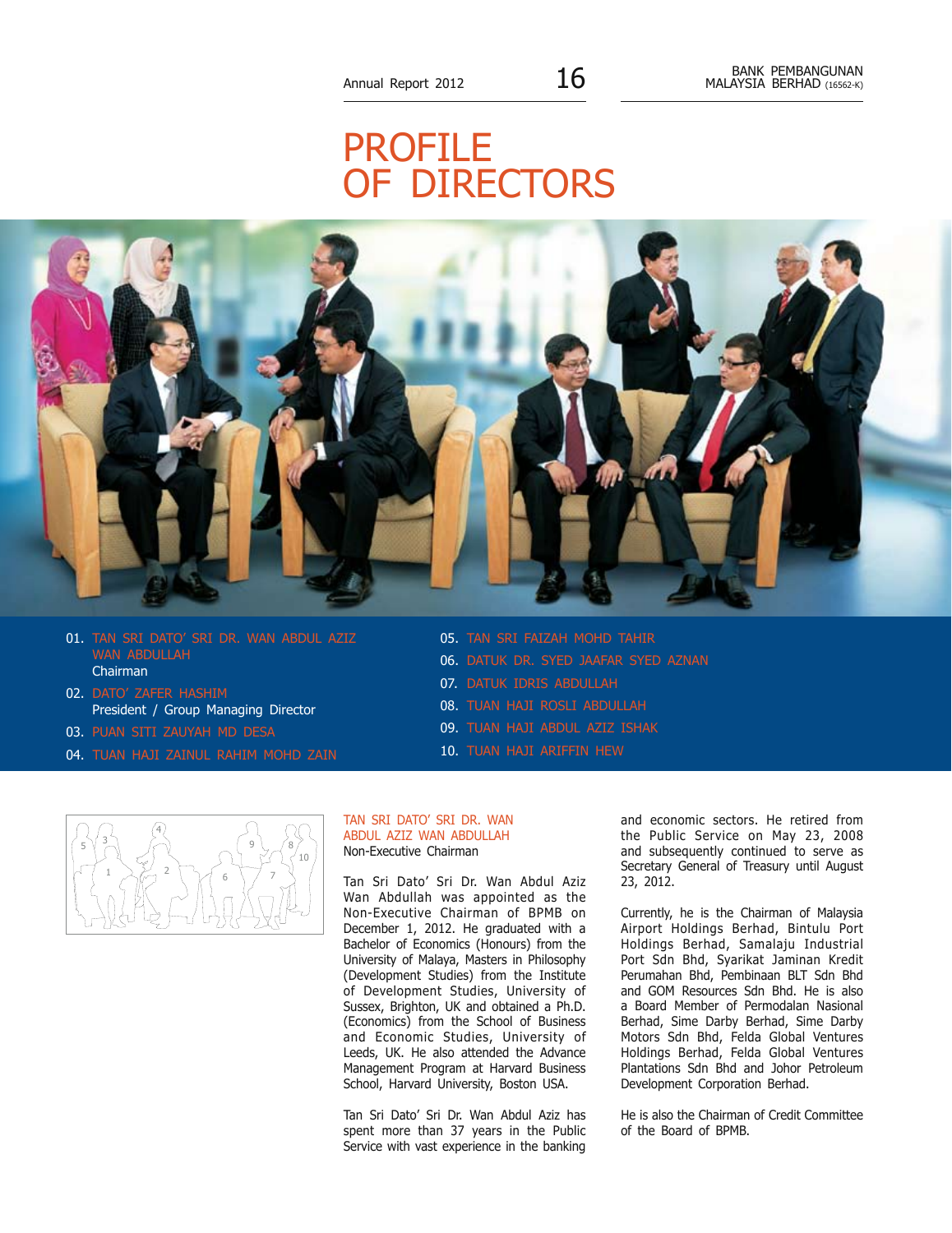# PROFILE OF DIRECTORS

01. TAN SRI DATO' SRI DR. WAN ABDUL AZIZ WAN ABDULLAH
    Chairman
02. DATO' ZAFER HASHIM
    President / Group Managing Director
03. PUAN SITI ZAUYAH MD DESA
04. TUAN HAJI ZAINUL RAHIM MOHD ZAIN
05. TAN SRI FAIZAH MOHD TAHIR
06. DATUK DR. SYED JAAFAR SYED AZNAN
07. DATUK IDRIS ABDULLAH
08. TUAN HAJI ROSLI ABDULLAH
09. TUAN HAJI ABDUL AZIZ ISHAK
10. TUAN HAJI ARIFFIN HEW

## TAN SRI DATO' SRI DR. WAN ABDUL AZIZ WAN ABDULLAH

Non-Executive Chairman

Tan Sri Dato' Sri Dr. Wan Abdul Aziz Wan Abdullah was appointed as the Non-Executive Chairman of BPMB on December 1, 2012. He graduated with a Bachelor of Economics (Honours) from the University of Malaya, Masters in Philosophy (Development Studies) from the Institute of Development Studies, University of Sussex, Brighton, UK and obtained a Ph.D. (Economics) from the School of Business and Economic Studies, University of Leeds, UK. He also attended the Advance Management Program at Harvard Business School, Harvard University, Boston USA.

Tan Sri Dato' Sri Dr. Wan Abdul Aziz has spent more than 37 years in the Public Service with vast experience in the banking and economic sectors. He retired from the Public Service on May 23, 2008 and subsequently continued to serve as Secretary General of Treasury until August 23, 2012.

Currently, he is the Chairman of Malaysia Airport Holdings Berhad, Bintulu Port Holdings Berhad, Samalaju Industrial Port Sdn Bhd, Syarikat Jaminan Kredit Perumahan Bhd, Pembinaan BLT Sdn Bhd and GOM Resources Sdn Bhd. He is also a Board Member of Permodalan Nasional Berhad, Sime Darby Berhad, Sime Darby Motors Sdn Bhd, Felda Global Ventures Holdings Berhad, Felda Global Ventures Plantations Sdn Bhd and Johor Petroleum Development Corporation Berhad.

He is also the Chairman of Credit Committee of the Board of BPMB.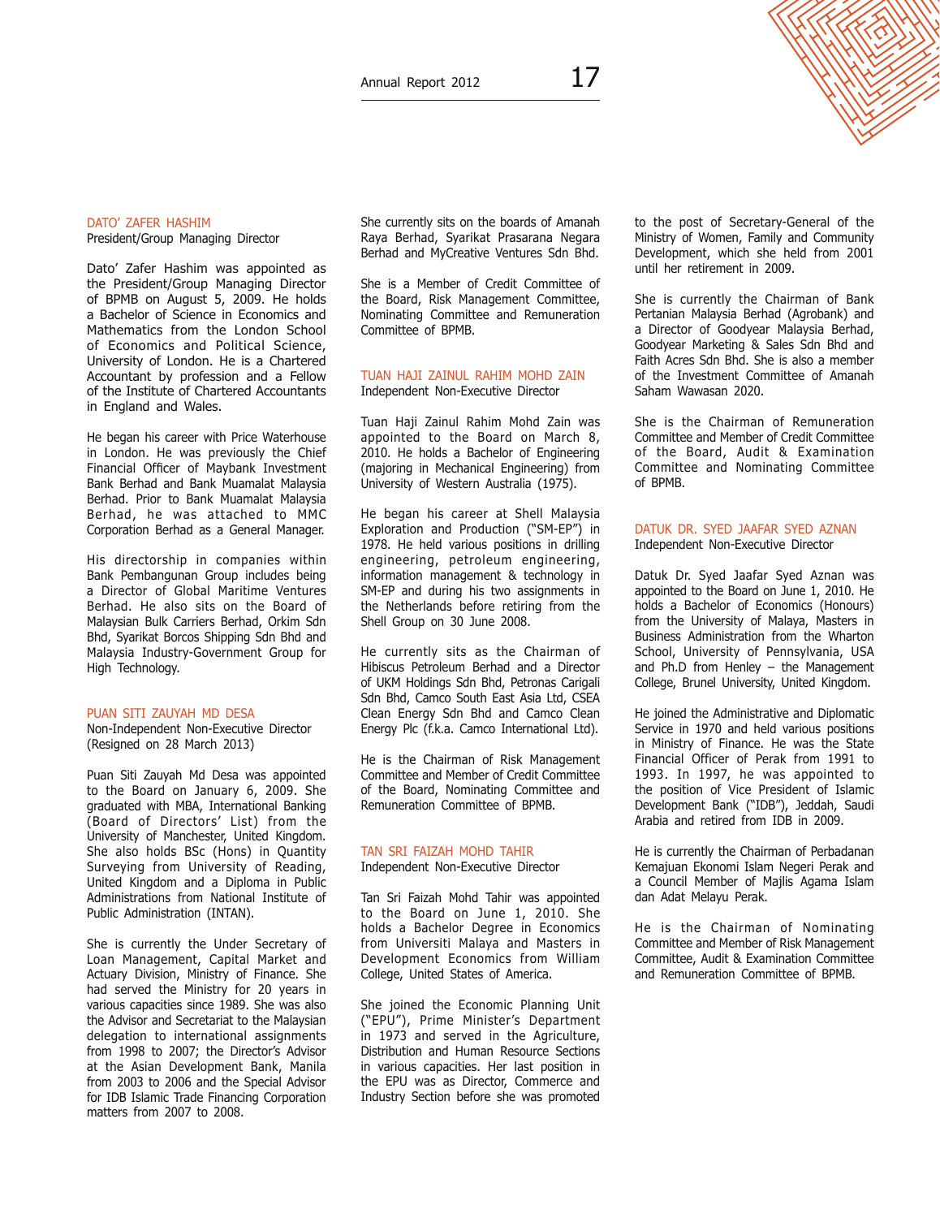### DATO' ZAFER HASHIM
President/Group Managing Director

Dato' Zafer Hashim was appointed as the President/Group Managing Director of BPMB on August 5, 2009. He holds a Bachelor of Science in Economics and Mathematics from the London School of Economics and Political Science, University of London. He is a Chartered Accountant by profession and a Fellow of the Institute of Chartered Accountants in England and Wales.

He began his career with Price Waterhouse in London. He was previously the Chief Financial Officer of Maybank Investment Bank Berhad and Bank Muamalat Malaysia Berhad. Prior to Bank Muamalat Malaysia Berhad, he was attached to MMC Corporation Berhad as a General Manager.

His directorship in companies within Bank Pembangunan Group includes being a Director of Global Maritime Ventures Berhad. He also sits on the Board of Malaysian Bulk Carriers Berhad, Orkim Sdn Bhd, Syarikat Borcos Shipping Sdn Bhd and Malaysia Industry-Government Group for High Technology.

### PUAN SITI ZAUYAH MD DESA
Non-Independent Non-Executive Director
(Resigned on 28 March 2013)

Puan Siti Zauyah Md Desa was appointed to the Board on January 6, 2009. She graduated with MBA, International Banking (Board of Directors' List) from the University of Manchester, United Kingdom. She also holds BSc (Hons) in Quantity Surveying from University of Reading, United Kingdom and a Diploma in Public Administrations from National Institute of Public Administration (INTAN).

She is currently the Under Secretary of Loan Management, Capital Market and Actuary Division, Ministry of Finance. She had served the Ministry for 20 years in various capacities since 1989. She was also the Advisor and Secretariat to the Malaysian delegation to international assignments from 1998 to 2007; the Director's Advisor at the Asian Development Bank, Manila from 2003 to 2006 and the Special Advisor for IDB Islamic Trade Financing Corporation matters from 2007 to 2008.

She currently sits on the boards of Amanah Raya Berhad, Syarikat Prasarana Negara Berhad and MyCreative Ventures Sdn Bhd.

She is a Member of Credit Committee of the Board, Risk Management Committee, Nominating Committee and Remuneration Committee of BPMB.

### TUAN HAJI ZAINUL RAHIM MOHD ZAIN
Independent Non-Executive Director

Tuan Haji Zainul Rahim Mohd Zain was appointed to the Board on March 8, 2010. He holds a Bachelor of Engineering (majoring in Mechanical Engineering) from University of Western Australia (1975).

He began his career at Shell Malaysia Exploration and Production ("SM-EP") in 1978. He held various positions in drilling engineering, petroleum engineering, information management & technology in SM-EP and during his two assignments in the Netherlands before retiring from the Shell Group on 30 June 2008.

He currently sits as the Chairman of Hibiscus Petroleum Berhad and a Director of UKM Holdings Sdn Bhd, Petronas Carigali Sdn Bhd, Camco South East Asia Ltd, CSEA Clean Energy Sdn Bhd and Camco Clean Energy Plc (f.k.a. Camco International Ltd).

He is the Chairman of Risk Management Committee and Member of Credit Committee of the Board, Nominating Committee and Remuneration Committee of BPMB.

### TAN SRI FAIZAH MOHD TAHIR
Independent Non-Executive Director

Tan Sri Faizah Mohd Tahir was appointed to the Board on June 1, 2010. She holds a Bachelor Degree in Economics from Universiti Malaya and Masters in Development Economics from William College, United States of America.

She joined the Economic Planning Unit ("EPU"), Prime Minister's Department in 1973 and served in the Agriculture, Distribution and Human Resource Sections in various capacities. Her last position in the EPU was as Director, Commerce and Industry Section before she was promoted to the post of Secretary-General of the Ministry of Women, Family and Community Development, which she held from 2001 until her retirement in 2009.

She is currently the Chairman of Bank Pertanian Malaysia Berhad (Agrobank) and a Director of Goodyear Malaysia Berhad, Goodyear Marketing & Sales Sdn Bhd and Faith Acres Sdn Bhd. She is also a member of the Investment Committee of Amanah Saham Wawasan 2020.

She is the Chairman of Remuneration Committee and Member of Credit Committee of the Board, Audit & Examination Committee and Nominating Committee of BPMB.

### DATUK DR. SYED JAAFAR SYED AZNAN
Independent Non-Executive Director

Datuk Dr. Syed Jaafar Syed Aznan was appointed to the Board on June 1, 2010. He holds a Bachelor of Economics (Honours) from the University of Malaya, Masters in Business Administration from the Wharton School, University of Pennsylvania, USA and Ph.D from Henley – the Management College, Brunel University, United Kingdom.

He joined the Administrative and Diplomatic Service in 1970 and held various positions in Ministry of Finance. He was the State Financial Officer of Perak from 1991 to 1993. In 1997, he was appointed to the position of Vice President of Islamic Development Bank ("IDB"), Jeddah, Saudi Arabia and retired from IDB in 2009.

He is currently the Chairman of Perbadanan Kemajuan Ekonomi Islam Negeri Perak and a Council Member of Majlis Agama Islam dan Adat Melayu Perak.

He is the Chairman of Nominating Committee and Member of Risk Management Committee, Audit & Examination Committee and Remuneration Committee of BPMB.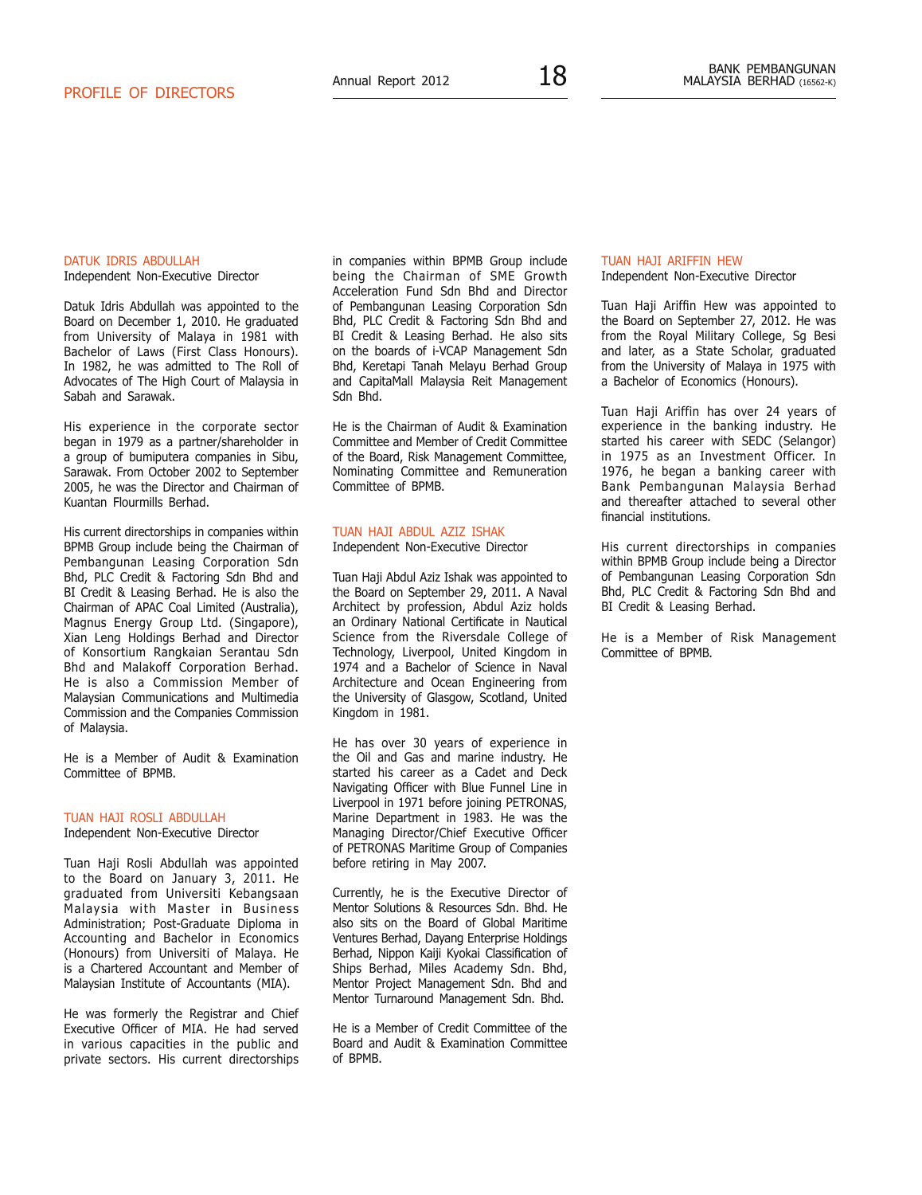## PROFILE OF DIRECTORS

### DATUK IDRIS ABDULLAH
Independent Non-Executive Director

Datuk Idris Abdullah was appointed to the Board on December 1, 2010. He graduated from University of Malaya in 1981 with Bachelor of Laws (First Class Honours). In 1982, he was admitted to The Roll of Advocates of The High Court of Malaysia in Sabah and Sarawak.

His experience in the corporate sector began in 1979 as a partner/shareholder in a group of bumiputera companies in Sibu, Sarawak. From October 2002 to September 2005, he was the Director and Chairman of Kuantan Flourmills Berhad.

His current directorships in companies within BPMB Group include being the Chairman of Pembangunan Leasing Corporation Sdn Bhd, PLC Credit & Factoring Sdn Bhd and BI Credit & Leasing Berhad. He is also the Chairman of APAC Coal Limited (Australia), Magnus Energy Group Ltd. (Singapore), Xian Leng Holdings Berhad and Director of Konsortium Rangkaian Serantau Sdn Bhd and Malakoff Corporation Berhad. He is also a Commission Member of Malaysian Communications and Multimedia Commission and the Companies Commission of Malaysia.

He is a Member of Audit & Examination Committee of BPMB.

### TUAN HAJI ROSLI ABDULLAH
Independent Non-Executive Director

Tuan Haji Rosli Abdullah was appointed to the Board on January 3, 2011. He graduated from Universiti Kebangsaan Malaysia with Master in Business Administration; Post-Graduate Diploma in Accounting and Bachelor in Economics (Honours) from Universiti of Malaya. He is a Chartered Accountant and Member of Malaysian Institute of Accountants (MIA).

He was formerly the Registrar and Chief Executive Officer of MIA. He had served in various capacities in the public and private sectors. His current directorships in companies within BPMB Group include being the Chairman of SME Growth Acceleration Fund Sdn Bhd and Director of Pembangunan Leasing Corporation Sdn Bhd, PLC Credit & Factoring Sdn Bhd and BI Credit & Leasing Berhad. He also sits on the boards of i-VCAP Management Sdn Bhd, Keretapi Tanah Melayu Berhad Group and CapitaMall Malaysia Reit Management Sdn Bhd.

He is the Chairman of Audit & Examination Committee and Member of Credit Committee of the Board, Risk Management Committee, Nominating Committee and Remuneration Committee of BPMB.

### TUAN HAJI ABDUL AZIZ ISHAK
Independent Non-Executive Director

Tuan Haji Abdul Aziz Ishak was appointed to the Board on September 29, 2011. A Naval Architect by profession, Abdul Aziz holds an Ordinary National Certificate in Nautical Science from the Riversdale College of Technology, Liverpool, United Kingdom in 1974 and a Bachelor of Science in Naval Architecture and Ocean Engineering from the University of Glasgow, Scotland, United Kingdom in 1981.

He has over 30 years of experience in the Oil and Gas and marine industry. He started his career as a Cadet and Deck Navigating Officer with Blue Funnel Line in Liverpool in 1971 before joining PETRONAS, Marine Department in 1983. He was the Managing Director/Chief Executive Officer of PETRONAS Maritime Group of Companies before retiring in May 2007.

Currently, he is the Executive Director of Mentor Solutions & Resources Sdn. Bhd. He also sits on the Board of Global Maritime Ventures Berhad, Dayang Enterprise Holdings Berhad, Nippon Kaiji Kyokai Classification of Ships Berhad, Miles Academy Sdn. Bhd, Mentor Project Management Sdn. Bhd and Mentor Turnaround Management Sdn. Bhd.

He is a Member of Credit Committee of the Board and Audit & Examination Committee of BPMB.

### TUAN HAJI ARIFFIN HEW
Independent Non-Executive Director

Tuan Haji Ariffin Hew was appointed to the Board on September 27, 2012. He was from the Royal Military College, Sg Besi and later, as a State Scholar, graduated from the University of Malaya in 1975 with a Bachelor of Economics (Honours).

Tuan Haji Ariffin has over 24 years of experience in the banking industry. He started his career with SEDC (Selangor) in 1975 as an Investment Officer. In 1976, he began a banking career with Bank Pembangunan Malaysia Berhad and thereafter attached to several other financial institutions.

His current directorships in companies within BPMB Group include being a Director of Pembangunan Leasing Corporation Sdn Bhd, PLC Credit & Factoring Sdn Bhd and BI Credit & Leasing Berhad.

He is a Member of Risk Management Committee of BPMB.